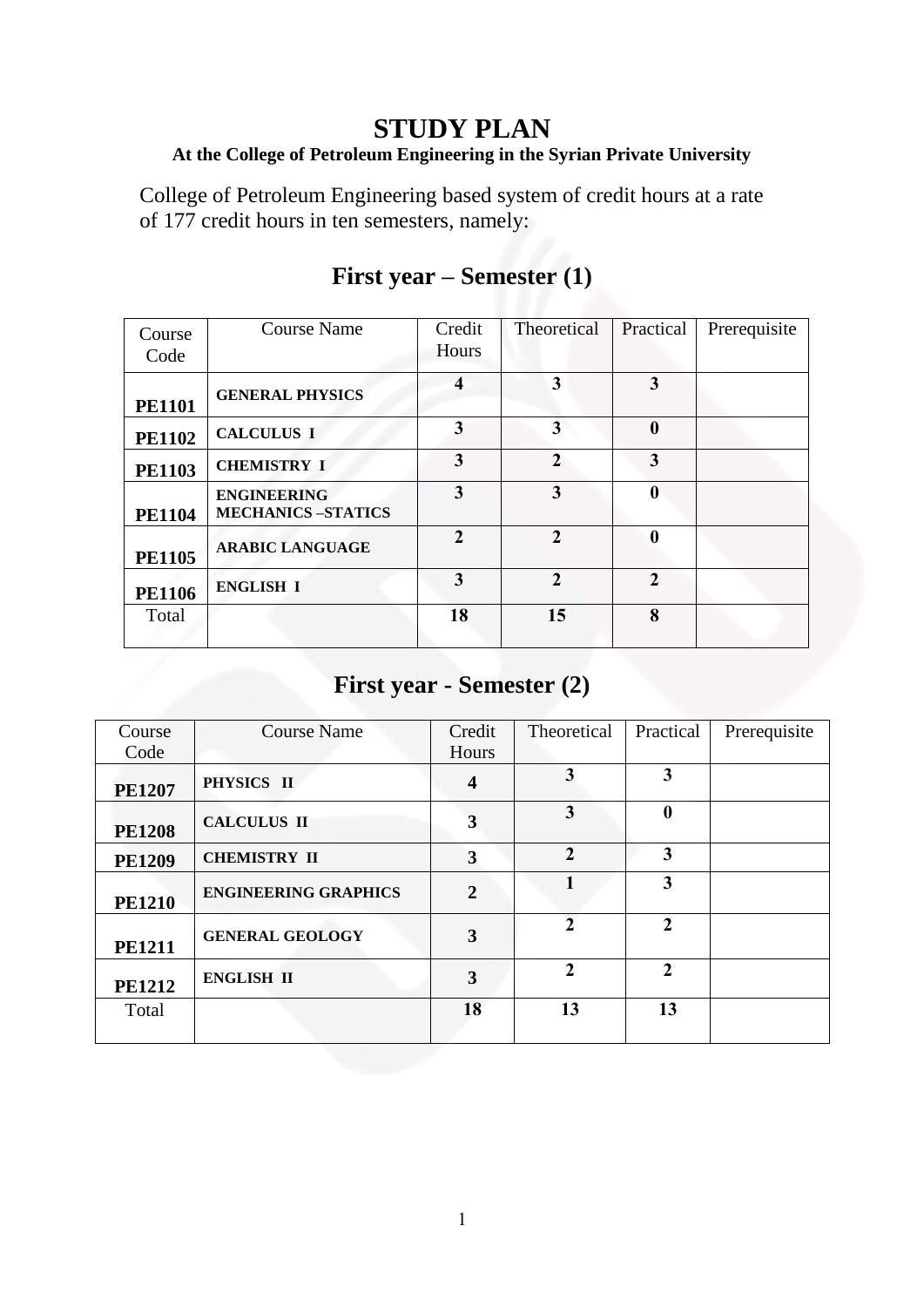# STUDY PLAN

**At the College of Petroleum Engineering in the Syrian Private University**

College of Petroleum Engineering based system of credit hours at a rate of 177 credit hours in ten semesters, namely:

## First year – Semester (1)

| Course Code | Course Name | Credit Hours | Theoretical | Practical | Prerequisite |
|---|---|---|---|---|---|
| **PE1101** | **GENERAL PHYSICS** | **4** | **3** | **3** | |
| **PE1102** | **CALCULUS I** | **3** | **3** | **0** | |
| **PE1103** | **CHEMISTRY I** | **3** | **2** | **3** | |
| **PE1104** | **ENGINEERING MECHANICS –STATICS** | **3** | **3** | **0** | |
| **PE1105** | **ARABIC LANGUAGE** | **2** | **2** | **0** | |
| **PE1106** | **ENGLISH I** | **3** | **2** | **2** | |
| Total | | **18** | **15** | **8** | |

## First year - Semester (2)

| Course Code | Course Name | Credit Hours | Theoretical | Practical | Prerequisite |
|---|---|---|---|---|---|
| **PE1207** | **PHYSICS II** | **4** | **3** | **3** | |
| **PE1208** | **CALCULUS II** | **3** | **3** | **0** | |
| **PE1209** | **CHEMISTRY II** | **3** | **2** | **3** | |
| **PE1210** | **ENGINEERING GRAPHICS** | **2** | **1** | **3** | |
| **PE1211** | **GENERAL GEOLOGY** | **3** | **2** | **2** | |
| **PE1212** | **ENGLISH II** | **3** | **2** | **2** | |
| Total | | **18** | **13** | **13** | |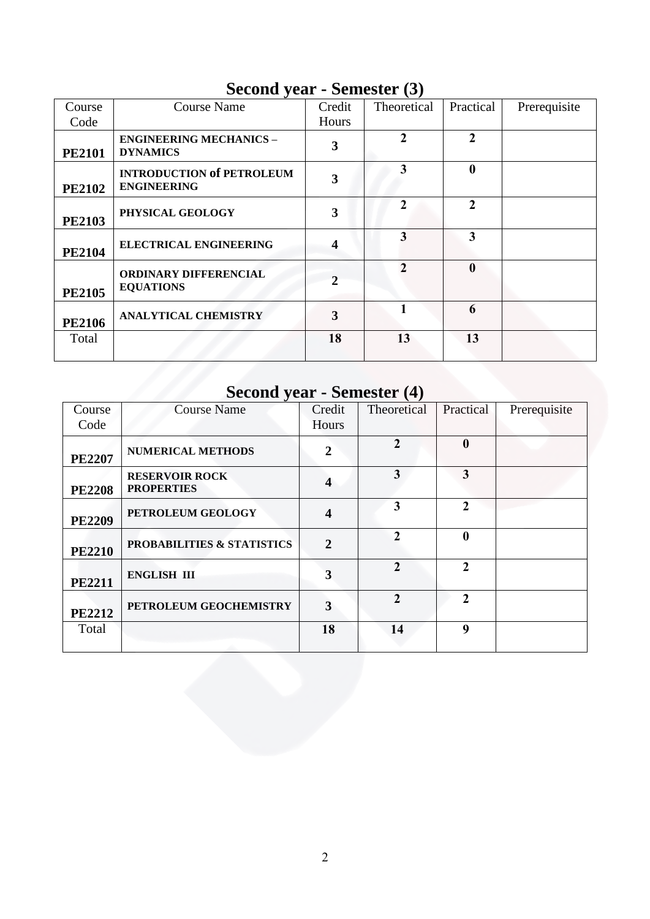## Second year - Semester (3)

| Course Code | Course Name | Credit Hours | Theoretical | Practical | Prerequisite |
|---|---|---|---|---|---|
| **PE2101** | **ENGINEERING MECHANICS – DYNAMICS** | **3** | **2** | **2** | |
| **PE2102** | **INTRODUCTION of PETROLEUM ENGINEERING** | **3** | **3** | **0** | |
| **PE2103** | **PHYSICAL GEOLOGY** | **3** | **2** | **2** | |
| **PE2104** | **ELECTRICAL ENGINEERING** | **4** | **3** | **3** | |
| **PE2105** | **ORDINARY DIFFERENCIAL EQUATIONS** | **2** | **2** | **0** | |
| **PE2106** | **ANALYTICAL CHEMISTRY** | **3** | **1** | **6** | |
| Total | | **18** | **13** | **13** | |

## Second year - Semester (4)

| Course Code | Course Name | Credit Hours | Theoretical | Practical | Prerequisite |
|---|---|---|---|---|---|
| **PE2207** | **NUMERICAL METHODS** | **2** | **2** | **0** | |
| **PE2208** | **RESERVOIR ROCK PROPERTIES** | **4** | **3** | **3** | |
| **PE2209** | **PETROLEUM GEOLOGY** | **4** | **3** | **2** | |
| **PE2210** | **PROBABILITIES & STATISTICS** | **2** | **2** | **0** | |
| **PE2211** | **ENGLISH III** | **3** | **2** | **2** | |
| **PE2212** | **PETROLEUM GEOCHEMISTRY** | **3** | **2** | **2** | |
| Total | | **18** | **14** | **9** | |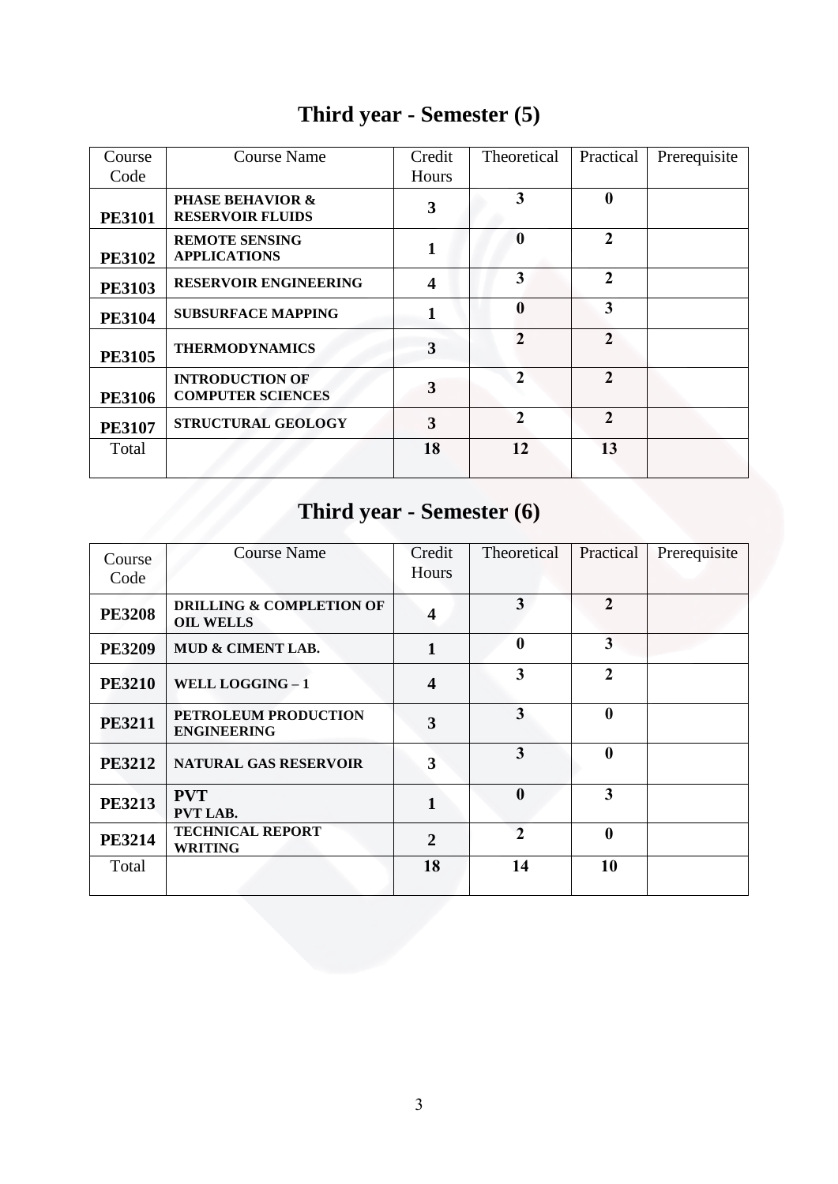# Third year - Semester (5)

| Course Code | Course Name | Credit Hours | Theoretical | Practical | Prerequisite |
|---|---|---|---|---|---|
| **PE3101** | **PHASE BEHAVIOR & RESERVOIR FLUIDS** | **3** | **3** | **0** | |
| **PE3102** | **REMOTE SENSING APPLICATIONS** | **1** | **0** | **2** | |
| **PE3103** | **RESERVOIR ENGINEERING** | **4** | **3** | **2** | |
| **PE3104** | **SUBSURFACE MAPPING** | **1** | **0** | **3** | |
| **PE3105** | **THERMODYNAMICS** | **3** | **2** | **2** | |
| **PE3106** | **INTRODUCTION OF COMPUTER SCIENCES** | **3** | **2** | **2** | |
| **PE3107** | **STRUCTURAL GEOLOGY** | **3** | **2** | **2** | |
| Total | | **18** | **12** | **13** | |

# Third year - Semester (6)

| Course Code | Course Name | Credit Hours | Theoretical | Practical | Prerequisite |
|---|---|---|---|---|---|
| **PE3208** | **DRILLING & COMPLETION OF OIL WELLS** | **4** | **3** | **2** | |
| **PE3209** | **MUD & CIMENT LAB.** | **1** | **0** | **3** | |
| **PE3210** | **WELL LOGGING – 1** | **4** | **3** | **2** | |
| **PE3211** | **PETROLEUM PRODUCTION ENGINEERING** | **3** | **3** | **0** | |
| **PE3212** | **NATURAL GAS RESERVOIR** | **3** | **3** | **0** | |
| **PE3213** | **PVT** **PVT LAB.** | **1** | **0** | **3** | |
| **PE3214** | **TECHNICAL REPORT WRITING** | **2** | **2** | **0** | |
| Total | | **18** | **14** | **10** | |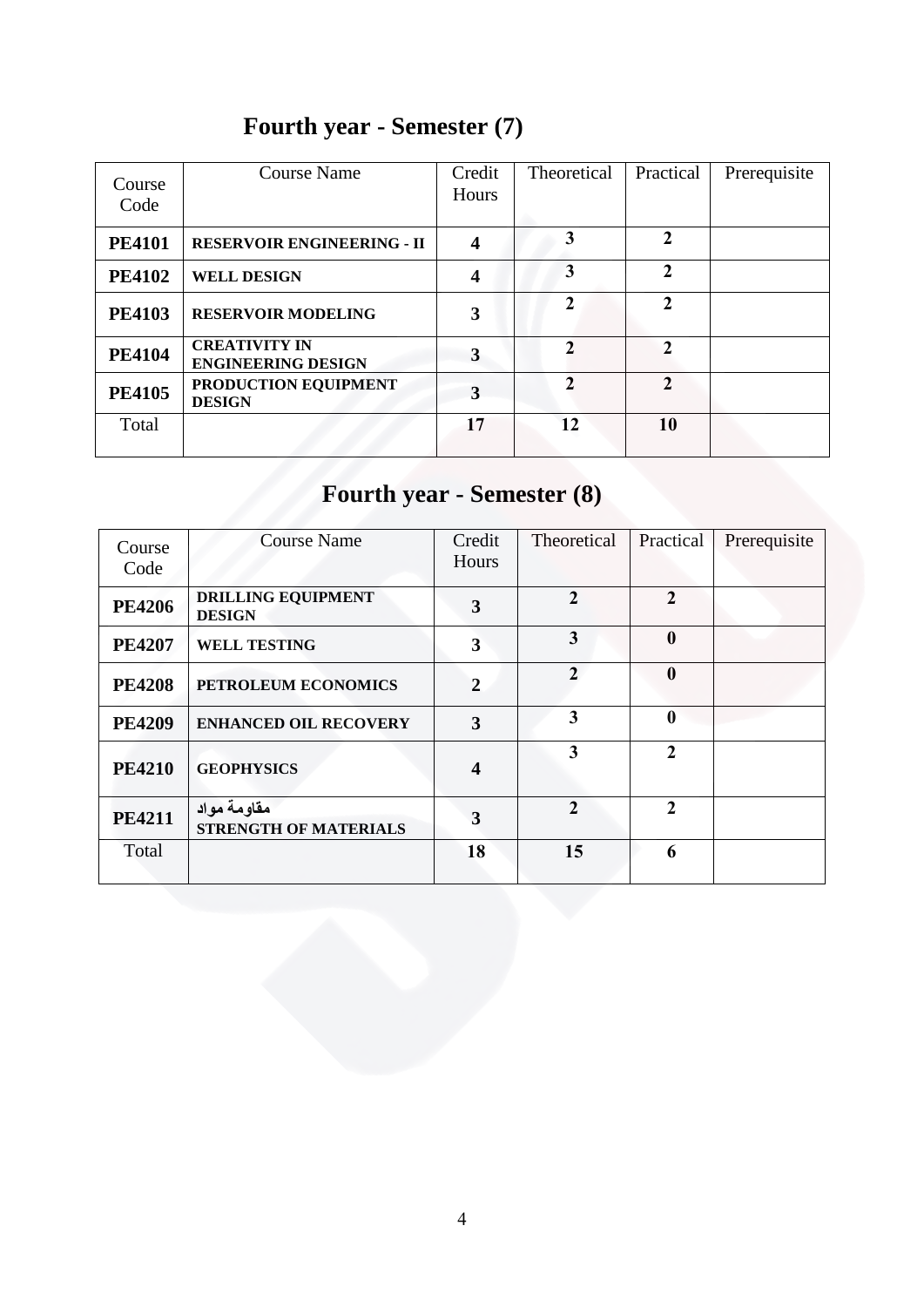# Fourth year - Semester (7)

| Course Code | Course Name | Credit Hours | Theoretical | Practical | Prerequisite |
|---|---|---|---|---|---|
| **PE4101** | **RESERVOIR ENGINEERING - II** | **4** | **3** | **2** | |
| **PE4102** | **WELL DESIGN** | **4** | **3** | **2** | |
| **PE4103** | **RESERVOIR MODELING** | **3** | **2** | **2** | |
| **PE4104** | **CREATIVITY IN ENGINEERING DESIGN** | **3** | **2** | **2** | |
| **PE4105** | **PRODUCTION EQUIPMENT DESIGN** | **3** | **2** | **2** | |
| Total | | **17** | **12** | **10** | |

# Fourth year - Semester (8)

| Course Code | Course Name | Credit Hours | Theoretical | Practical | Prerequisite |
|---|---|---|---|---|---|
| **PE4206** | **DRILLING EQUIPMENT DESIGN** | **3** | **2** | **2** | |
| **PE4207** | **WELL TESTING** | **3** | **3** | **0** | |
| **PE4208** | **PETROLEUM ECONOMICS** | **2** | **2** | **0** | |
| **PE4209** | **ENHANCED OIL RECOVERY** | **3** | **3** | **0** | |
| **PE4210** | **GEOPHYSICS** | **4** | **3** | **2** | |
| **PE4211** | **مقاومة مواد STRENGTH OF MATERIALS** | **3** | **2** | **2** | |
| Total | | **18** | **15** | **6** | |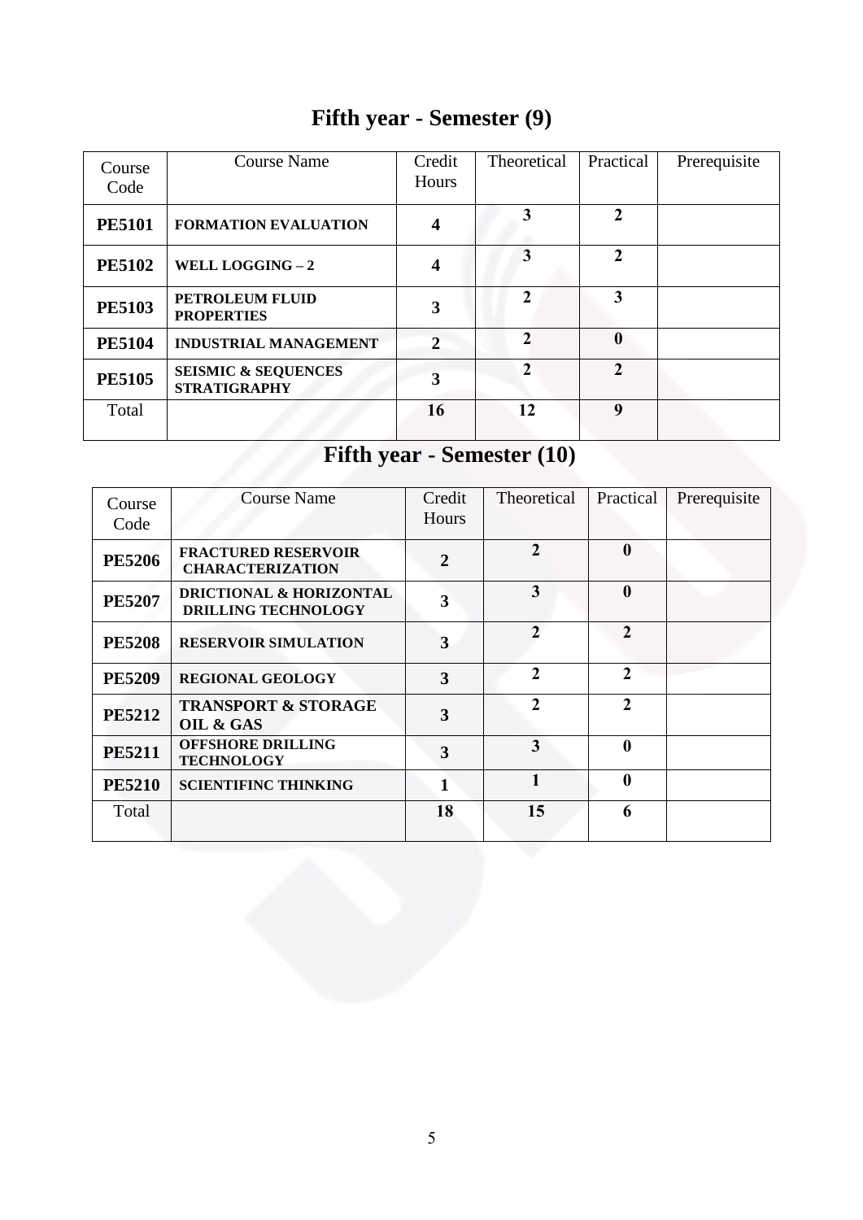# Fifth year - Semester (9)

| Course Code | Course Name | Credit Hours | Theoretical | Practical | Prerequisite |
|---|---|---|---|---|---|
| **PE5101** | **FORMATION EVALUATION** | **4** | **3** | **2** | |
| **PE5102** | **WELL LOGGING – 2** | **4** | **3** | **2** | |
| **PE5103** | **PETROLEUM FLUID PROPERTIES** | **3** | **2** | **3** | |
| **PE5104** | **INDUSTRIAL MANAGEMENT** | **2** | **2** | **0** | |
| **PE5105** | **SEISMIC & SEQUENCES STRATIGRAPHY** | **3** | **2** | **2** | |
| Total | | **16** | **12** | **9** | |

# Fifth year - Semester (10)

| Course Code | Course Name | Credit Hours | Theoretical | Practical | Prerequisite |
|---|---|---|---|---|---|
| **PE5206** | **FRACTURED RESERVOIR CHARACTERIZATION** | **2** | **2** | **0** | |
| **PE5207** | **DRICTIONAL & HORIZONTAL DRILLING TECHNOLOGY** | **3** | **3** | **0** | |
| **PE5208** | **RESERVOIR SIMULATION** | **3** | **2** | **2** | |
| **PE5209** | **REGIONAL GEOLOGY** | **3** | **2** | **2** | |
| **PE5212** | **TRANSPORT & STORAGE OIL & GAS** | **3** | **2** | **2** | |
| **PE5211** | **OFFSHORE DRILLING TECHNOLOGY** | **3** | **3** | **0** | |
| **PE5210** | **SCIENTIFINC THINKING** | **1** | **1** | **0** | |
| Total | | **18** | **15** | **6** | |